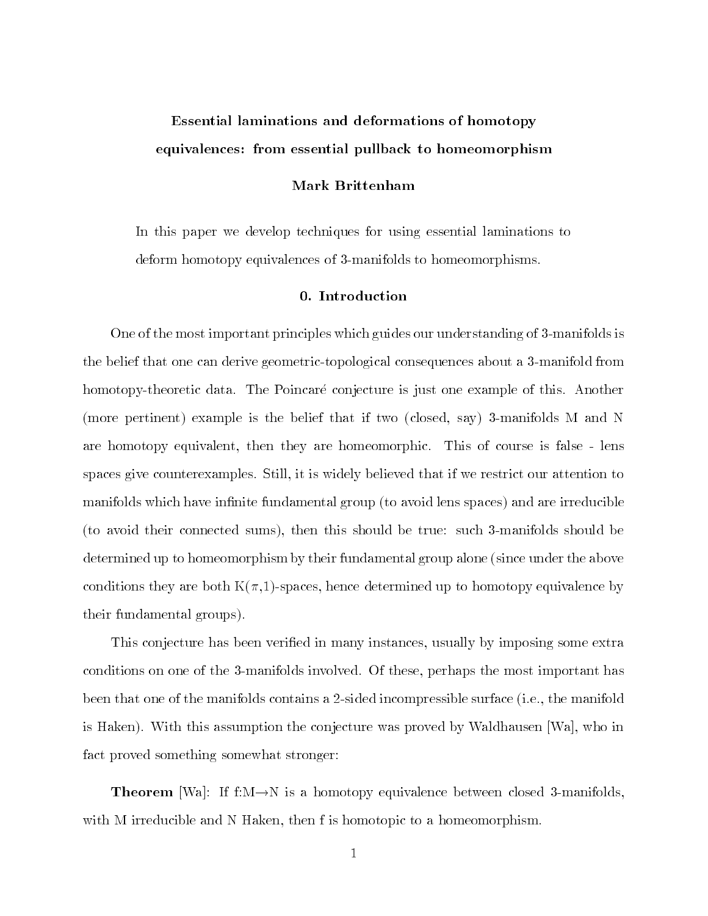# Essential laminations and deformations of homotopy equivalences: from essential pullback to homeomorphism

**Mark Brittenham**

In this paper we develop techniques for using essential laminations to deform homotopy equivalences of 3-manifolds to homeomorphisms.

## 0. Introduction

One of the most important principles which guides our understanding of 3-manifolds is the belief that one can derive geometric-topological consequences about a 3-manifold from homotopy-theoretic data. The Poincaré conjecture is just one example of this. Another (more pertinent) example is the belief that if two (closed, say) 3-manifolds M and N are homotopy equivalent, then they are homeomorphic. This of course is false - lens spaces give counterexamples. Still, it is widely believed that if we restrict our attention to manifolds which have infinite fundamental group (to avoid lens spaces) and are irreducible (to avoid their connected sums), then this should be true: such 3-manifolds should be determined up to homeomorphism by their fundamental group alone (since under the above conditions they are both $K(\pi,1)$-spaces, hence determined up to homotopy equivalence by their fundamental groups).

This conjecture has been verified in many instances, usually by imposing some extra conditions on one of the 3-manifolds involved. Of these, perhaps the most important has been that one of the manifolds contains a 2-sided incompressible surface (i.e., the manifold is Haken). With this assumption the conjecture was proved by Waldhausen [Wa], who in fact proved something somewhat stronger:

**Theorem** [Wa]: If $f{:}M\rightarrow N$ is a homotopy equivalence between closed 3-manifolds, with M irreducible and N Haken, then f is homotopic to a homeomorphism.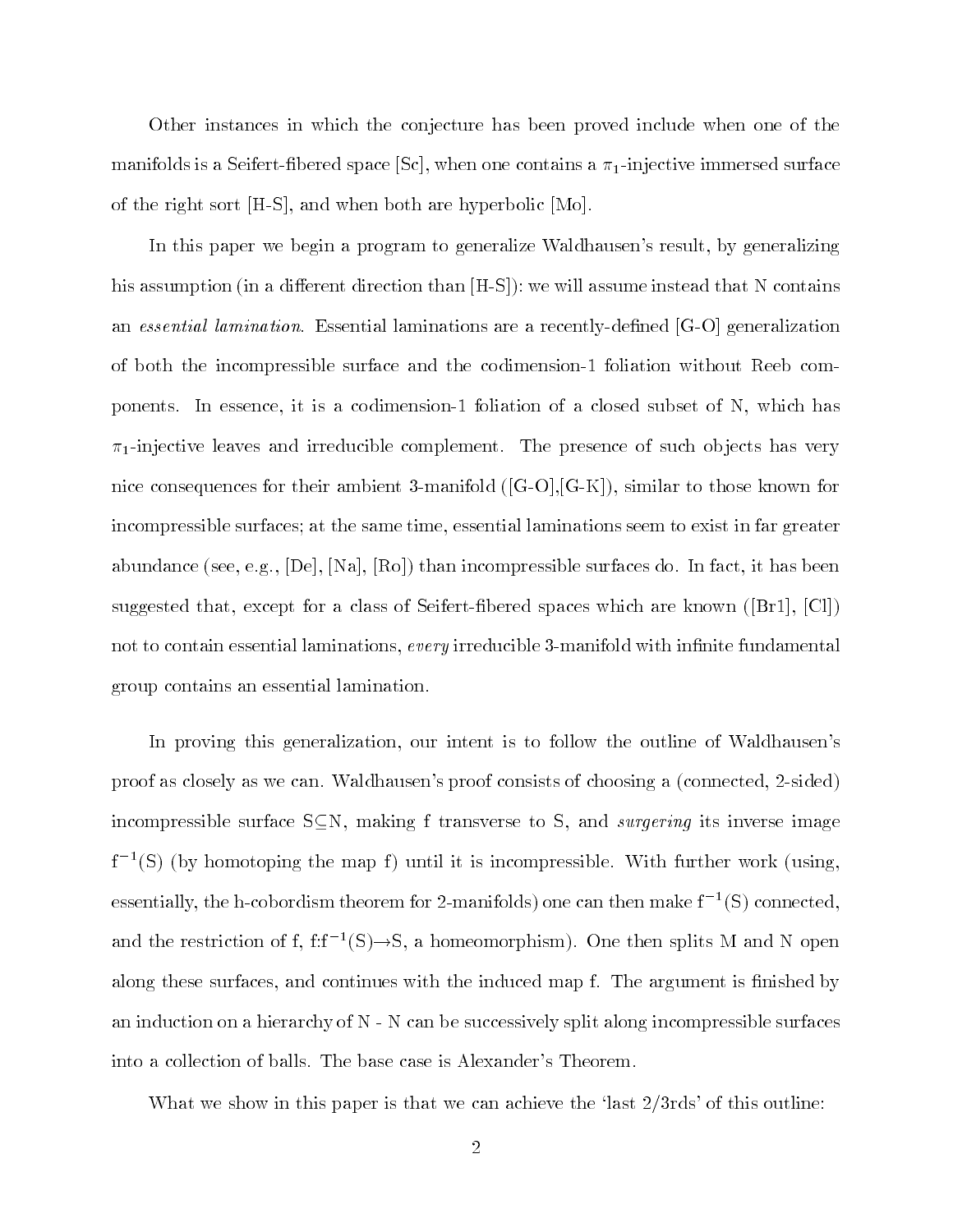Other instances in which the conjecture has been proved include when one of the manifolds is a Seifert-fibered space [Sc], when one contains a $\pi_1$-injective immersed surface of the right sort [H-S], and when both are hyperbolic [Mo].

In this paper we begin a program to generalize Waldhausen's result, by generalizing his assumption (in a different direction than [H-S]): we will assume instead that N contains an *essential lamination*. Essential laminations are a recently-defined [G-O] generalization of both the incompressible surface and the codimension-1 foliation without Reeb components. In essence, it is a codimension-1 foliation of a closed subset of N, which has $\pi_1$-injective leaves and irreducible complement. The presence of such objects has very nice consequences for their ambient 3-manifold ([G-O],[G-K]), similar to those known for incompressible surfaces; at the same time, essential laminations seem to exist in far greater abundance (see, e.g., [De], [Na], [Ro]) than incompressible surfaces do. In fact, it has been suggested that, except for a class of Seifert-fibered spaces which are known ([Br1], [Cl]) not to contain essential laminations, *every* irreducible 3-manifold with infinite fundamental group contains an essential lamination.

In proving this generalization, our intent is to follow the outline of Waldhausen's proof as closely as we can. Waldhausen's proof consists of choosing a (connected, 2-sided) incompressible surface $S \subseteq N$, making f transverse to S, and *surgering* its inverse image $f^{-1}(S)$ (by homotoping the map f) until it is incompressible. With further work (using, essentially, the h-cobordism theorem for 2-manifolds) one can then make $f^{-1}(S)$ connected, and the restriction of f, $f{:}f^{-1}(S) \rightarrow S$, a homeomorphism). One then splits M and N open along these surfaces, and continues with the induced map f. The argument is finished by an induction on a hierarchy of N - N can be successively split along incompressible surfaces into a collection of balls. The base case is Alexander's Theorem.

What we show in this paper is that we can achieve the 'last 2/3rds' of this outline: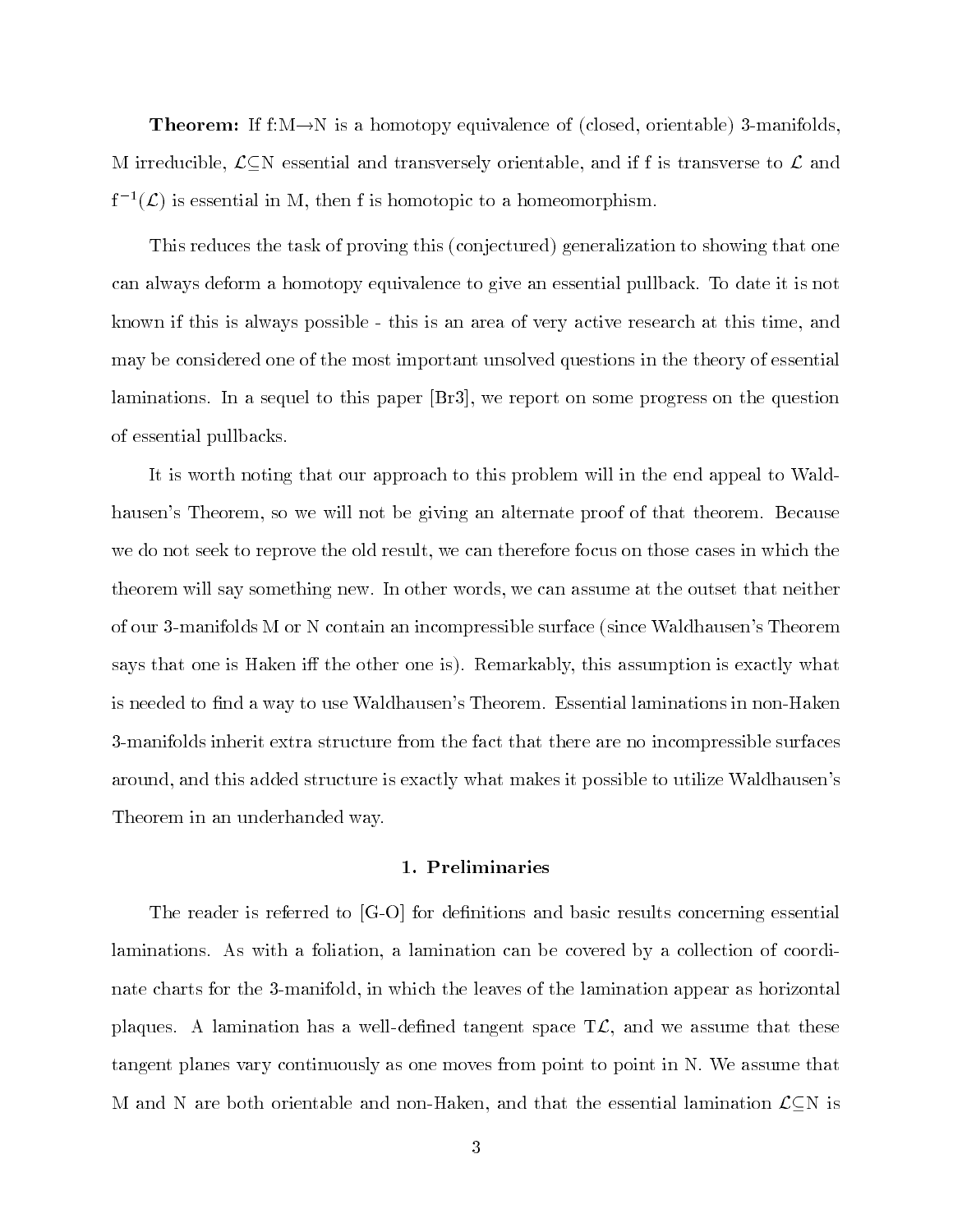**Theorem:** If f:M→N is a homotopy equivalence of (closed, orientable) 3-manifolds, M irreducible, $\mathcal{L}\subseteq$N essential and transversely orientable, and if f is transverse to $\mathcal{L}$ and $f^{-1}(\mathcal{L})$ is essential in M, then f is homotopic to a homeomorphism.

This reduces the task of proving this (conjectured) generalization to showing that one can always deform a homotopy equivalence to give an essential pullback. To date it is not known if this is always possible - this is an area of very active research at this time, and may be considered one of the most important unsolved questions in the theory of essential laminations. In a sequel to this paper [Br3], we report on some progress on the question of essential pullbacks.

It is worth noting that our approach to this problem will in the end appeal to Waldhausen's Theorem, so we will not be giving an alternate proof of that theorem. Because we do not seek to reprove the old result, we can therefore focus on those cases in which the theorem will say something new. In other words, we can assume at the outset that neither of our 3-manifolds M or N contain an incompressible surface (since Waldhausen's Theorem says that one is Haken iff the other one is). Remarkably, this assumption is exactly what is needed to find a way to use Waldhausen's Theorem. Essential laminations in non-Haken 3-manifolds inherit extra structure from the fact that there are no incompressible surfaces around, and this added structure is exactly what makes it possible to utilize Waldhausen's Theorem in an underhanded way.

## 1. Preliminaries

The reader is referred to [G-O] for definitions and basic results concerning essential laminations. As with a foliation, a lamination can be covered by a collection of coordinate charts for the 3-manifold, in which the leaves of the lamination appear as horizontal plaques. A lamination has a well-defined tangent space $T\mathcal{L}$, and we assume that these tangent planes vary continuously as one moves from point to point in N. We assume that M and N are both orientable and non-Haken, and that the essential lamination $\mathcal{L}\subseteq$N is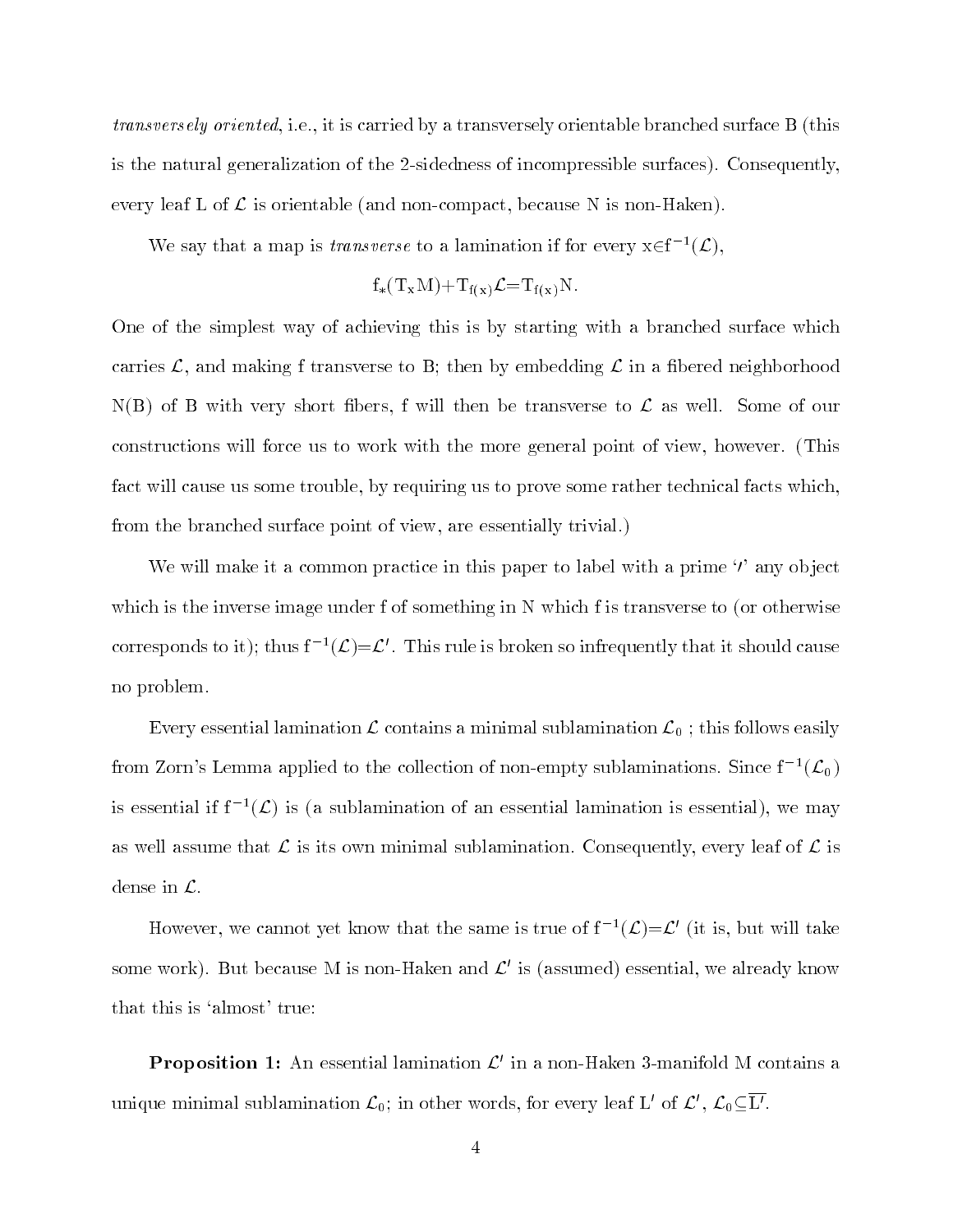*transversely oriented*, i.e., it is carried by a transversely orientable branched surface B (this is the natural generalization of the 2-sidedness of incompressible surfaces). Consequently, every leaf L of $\mathcal{L}$ is orientable (and non-compact, because N is non-Haken).

We say that a map is *transverse* to a lamination if for every $x \in f^{-1}(\mathcal{L})$,

$$f_*(T_x M) + T_{f(x)}\mathcal{L} = T_{f(x)}N.$$

One of the simplest way of achieving this is by starting with a branched surface which carries $\mathcal{L}$, and making f transverse to B; then by embedding $\mathcal{L}$ in a fibered neighborhood N(B) of B with very short fibers, f will then be transverse to $\mathcal{L}$ as well. Some of our constructions will force us to work with the more general point of view, however. (This fact will cause us some trouble, by requiring us to prove some rather technical facts which, from the branched surface point of view, are essentially trivial.)

We will make it a common practice in this paper to label with a prime '$'$' any object which is the inverse image under f of something in N which f is transverse to (or otherwise corresponds to it); thus $f^{-1}(\mathcal{L}) = \mathcal{L}'$. This rule is broken so infrequently that it should cause no problem.

Every essential lamination $\mathcal{L}$ contains a minimal sublamination $\mathcal{L}_0$ ; this follows easily from Zorn's Lemma applied to the collection of non-empty sublaminations. Since $f^{-1}(\mathcal{L}_0)$ is essential if $f^{-1}(\mathcal{L})$ is (a sublamination of an essential lamination is essential), we may as well assume that $\mathcal{L}$ is its own minimal sublamination. Consequently, every leaf of $\mathcal{L}$ is dense in $\mathcal{L}$.

However, we cannot yet know that the same is true of $f^{-1}(\mathcal{L}) = \mathcal{L}'$ (it is, but will take some work). But because M is non-Haken and $\mathcal{L}'$ is (assumed) essential, we already know that this is 'almost' true:

**Proposition 1:** An essential lamination $\mathcal{L}'$ in a non-Haken 3-manifold M contains a unique minimal sublamination $\mathcal{L}_0$; in other words, for every leaf $L'$ of $\mathcal{L}'$, $\mathcal{L}_0 \subseteq \overline{L'}$.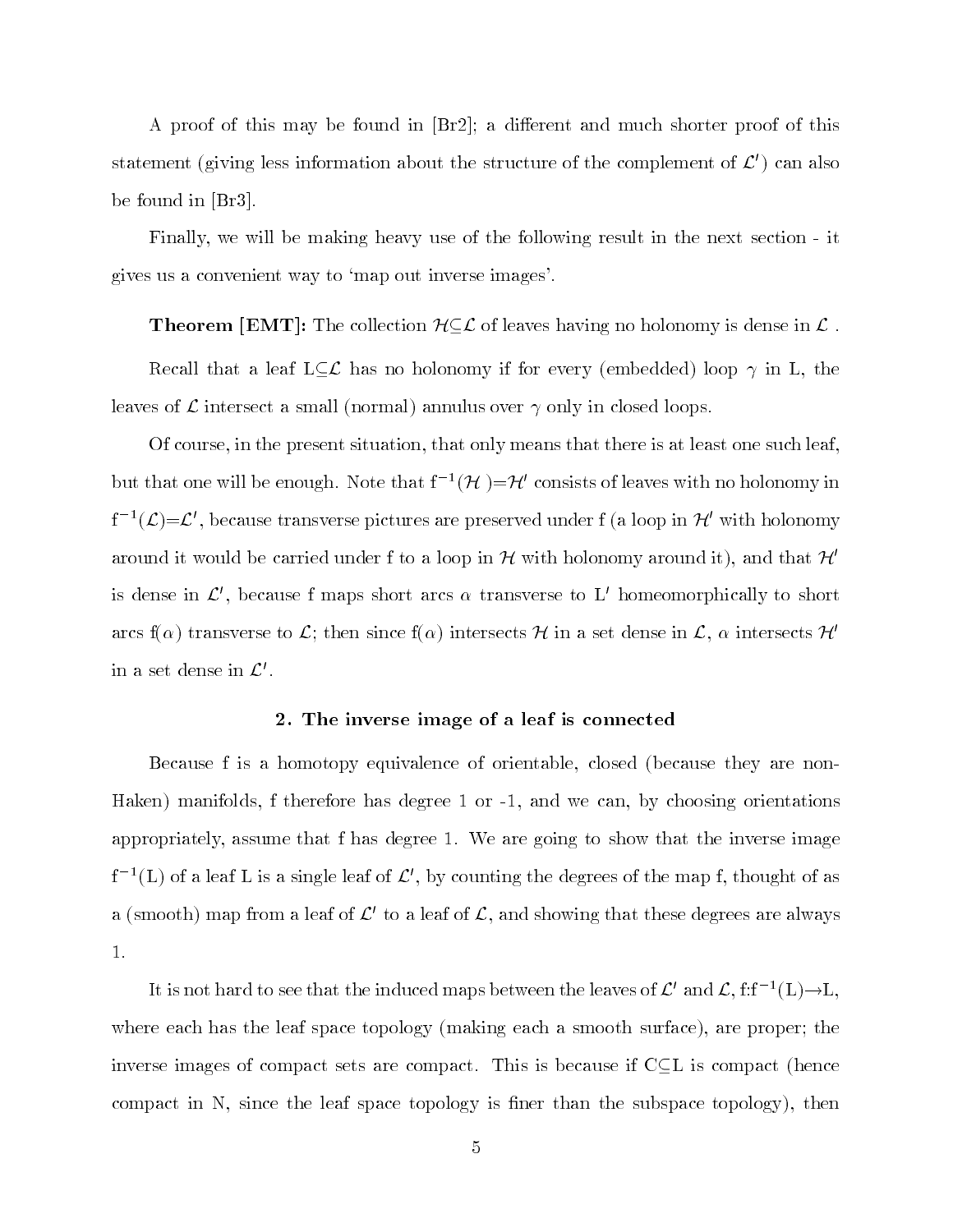A proof of this may be found in [Br2]; a different and much shorter proof of this statement (giving less information about the structure of the complement of $\mathcal{L}'$) can also be found in [Br3].

Finally, we will be making heavy use of the following result in the next section - it gives us a convenient way to 'map out inverse images'.

**Theorem [EMT]:** The collection $\mathcal{H}\subseteq\mathcal{L}$ of leaves having no holonomy is dense in $\mathcal{L}$ .

Recall that a leaf $L\subseteq\mathcal{L}$ has no holonomy if for every (embedded) loop $\gamma$ in L, the leaves of $\mathcal{L}$ intersect a small (normal) annulus over $\gamma$ only in closed loops.

Of course, in the present situation, that only means that there is at least one such leaf, but that one will be enough. Note that $f^{-1}(\mathcal{H})=\mathcal{H}'$ consists of leaves with no holonomy in $f^{-1}(\mathcal{L})=\mathcal{L}'$, because transverse pictures are preserved under f (a loop in $\mathcal{H}'$ with holonomy around it would be carried under f to a loop in $\mathcal{H}$ with holonomy around it), and that $\mathcal{H}'$ is dense in $\mathcal{L}'$, because f maps short arcs $\alpha$ transverse to $L'$ homeomorphically to short arcs $f(\alpha)$ transverse to $\mathcal{L}$; then since $f(\alpha)$ intersects $\mathcal{H}$ in a set dense in $\mathcal{L}$, $\alpha$ intersects $\mathcal{H}'$ in a set dense in $\mathcal{L}'$.

## 2. The inverse image of a leaf is connected

Because f is a homotopy equivalence of orientable, closed (because they are non-Haken) manifolds, f therefore has degree 1 or -1, and we can, by choosing orientations appropriately, assume that f has degree 1. We are going to show that the inverse image $f^{-1}(L)$ of a leaf L is a single leaf of $\mathcal{L}'$, by counting the degrees of the map f, thought of as a (smooth) map from a leaf of $\mathcal{L}'$ to a leaf of $\mathcal{L}$, and showing that these degrees are always 1.

It is not hard to see that the induced maps between the leaves of $\mathcal{L}'$ and $\mathcal{L}$, $f:f^{-1}(L)\rightarrow L$, where each has the leaf space topology (making each a smooth surface), are proper; the inverse images of compact sets are compact. This is because if $C\subseteq L$ is compact (hence compact in N, since the leaf space topology is finer than the subspace topology), then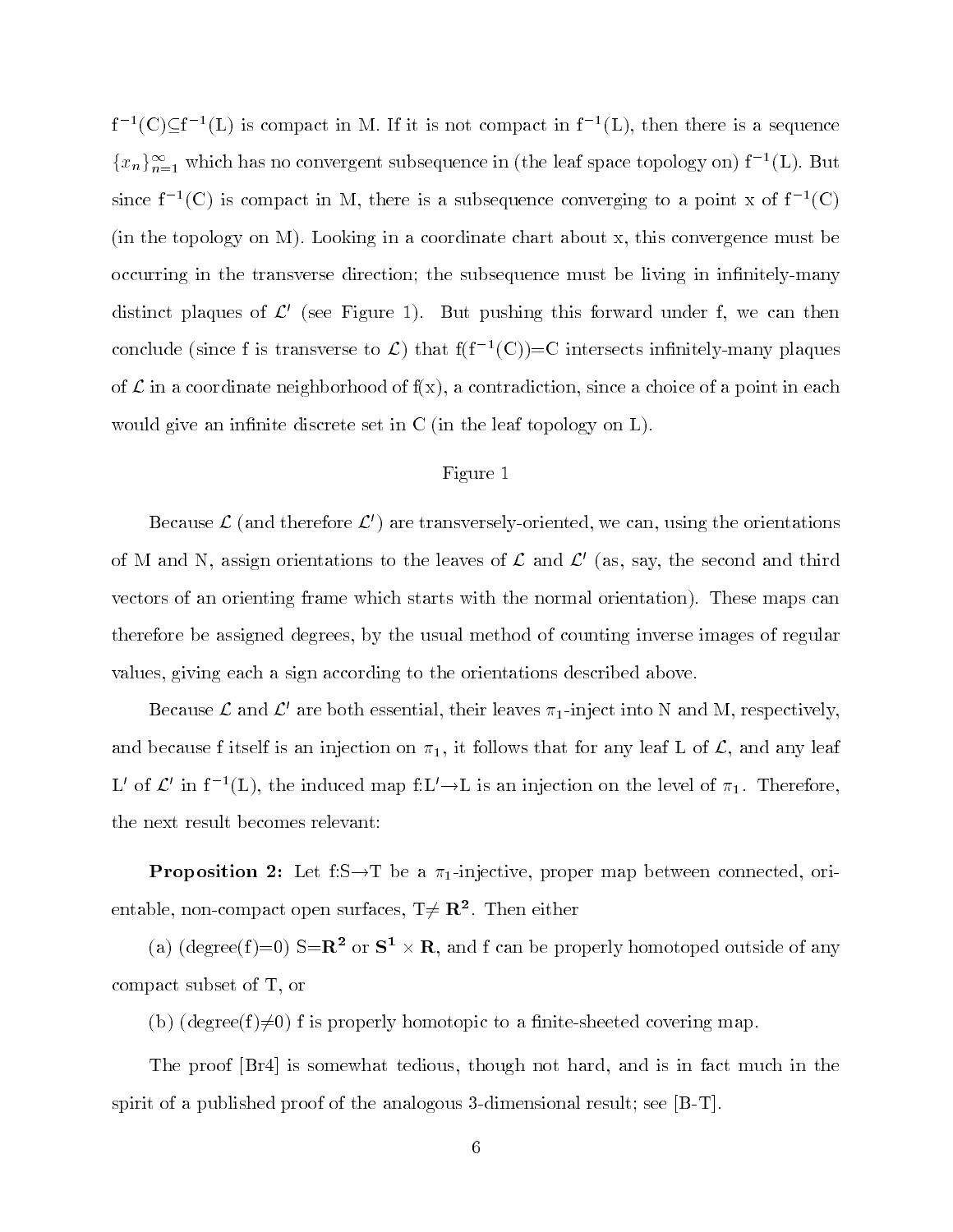$f^{-1}(C) \subseteq f^{-1}(L)$ is compact in M. If it is not compact in $f^{-1}(L)$, then there is a sequence $\{x_n\}_{n=1}^{\infty}$ which has no convergent subsequence in (the leaf space topology on) $f^{-1}(L)$. But since $f^{-1}(C)$ is compact in M, there is a subsequence converging to a point x of $f^{-1}(C)$ (in the topology on M). Looking in a coordinate chart about x, this convergence must be occurring in the transverse direction; the subsequence must be living in infinitely-many distinct plaques of $\mathcal{L}'$ (see Figure 1). But pushing this forward under f, we can then conclude (since f is transverse to $\mathcal{L}$) that $f(f^{-1}(C))=C$ intersects infinitely-many plaques of $\mathcal{L}$ in a coordinate neighborhood of f(x), a contradiction, since a choice of a point in each would give an infinite discrete set in C (in the leaf topology on L).

Figure 1

Because $\mathcal{L}$ (and therefore $\mathcal{L}'$) are transversely-oriented, we can, using the orientations of M and N, assign orientations to the leaves of $\mathcal{L}$ and $\mathcal{L}'$ (as, say, the second and third vectors of an orienting frame which starts with the normal orientation). These maps can therefore be assigned degrees, by the usual method of counting inverse images of regular values, giving each a sign according to the orientations described above.

Because $\mathcal{L}$ and $\mathcal{L}'$ are both essential, their leaves $\pi_1$-inject into N and M, respectively, and because f itself is an injection on $\pi_1$, it follows that for any leaf L of $\mathcal{L}$, and any leaf L′ of $\mathcal{L}'$ in $f^{-1}(L)$, the induced map $f:L' \rightarrow L$ is an injection on the level of $\pi_1$. Therefore, the next result becomes relevant:

**Proposition 2:** Let $f:S \rightarrow T$ be a $\pi_1$-injective, proper map between connected, orientable, non-compact open surfaces, $T \neq \mathbf{R^2}$. Then either

(a) (degree(f)=0) $S=\mathbf{R^2}$ or $\mathbf{S^1} \times \mathbf{R}$, and f can be properly homotoped outside of any compact subset of T, or

(b) (degree(f)$\neq$0) f is properly homotopic to a finite-sheeted covering map.

The proof [Br4] is somewhat tedious, though not hard, and is in fact much in the spirit of a published proof of the analogous 3-dimensional result; see [B-T].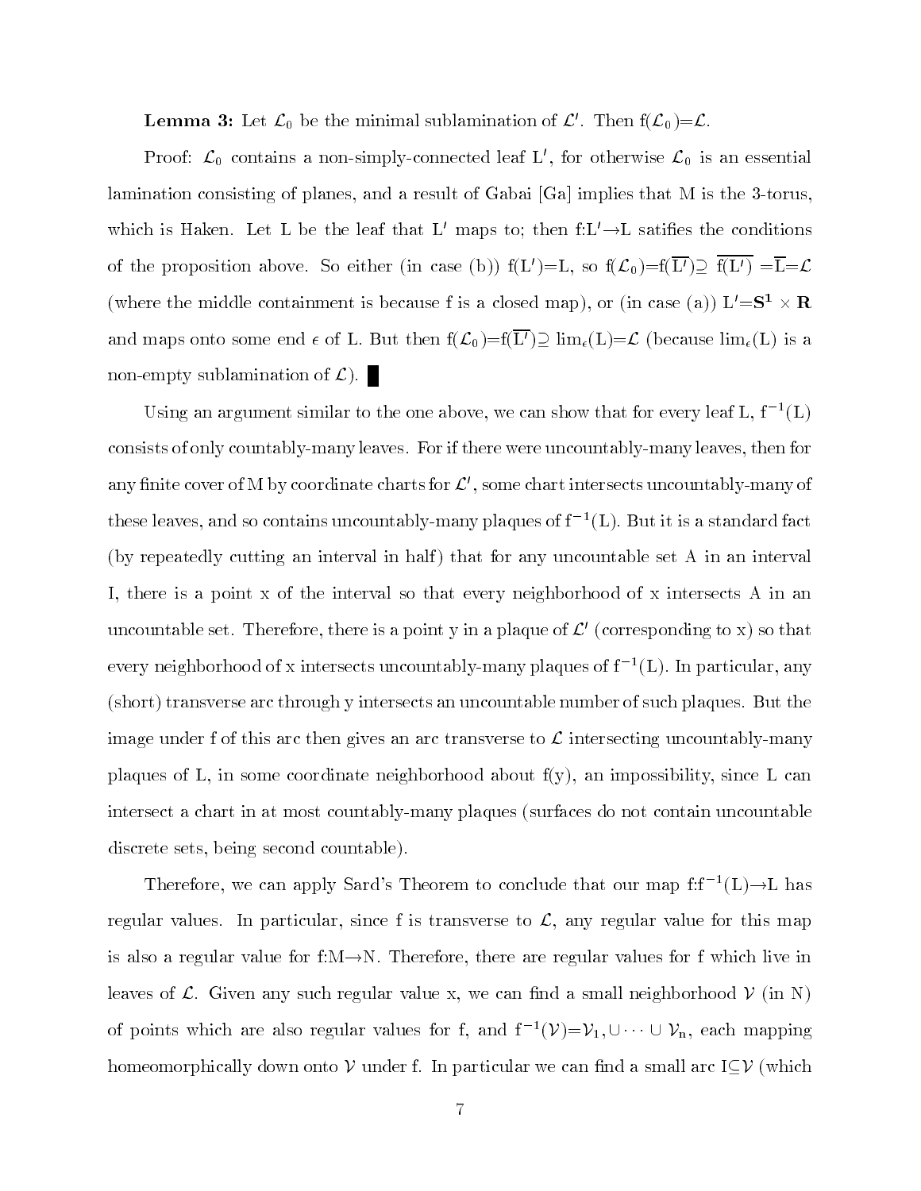**Lemma 3:** Let $\mathcal{L}_0$ be the minimal sublamination of $\mathcal{L}'$. Then $f(\mathcal{L}_0)=\mathcal{L}$.

Proof: $\mathcal{L}_0$ contains a non-simply-connected leaf $L'$, for otherwise $\mathcal{L}_0$ is an essential lamination consisting of planes, and a result of Gabai [Ga] implies that M is the 3-torus, which is Haken. Let L be the leaf that $L'$ maps to; then $f:L'\rightarrow L$ satifies the conditions of the proposition above. So either (in case (b)) $f(L')=L$, so $f(\mathcal{L}_0)=f(\overline{L'})\supseteq \overline{f(L')} =\overline{L}=\mathcal{L}$ (where the middle containment is because f is a closed map), or (in case (a)) $L'=\mathbf{S^1} \times \mathbf{R}$ and maps onto some end $\epsilon$ of L. But then $f(\mathcal{L}_0)=f(\overline{L'})\supseteq \lim_\epsilon(L)=\mathcal{L}$ (because $\lim_\epsilon(L)$ is a non-empty sublamination of $\mathcal{L}$). ∎

Using an argument similar to the one above, we can show that for every leaf L, $f^{-1}(L)$ consists of only countably-many leaves. For if there were uncountably-many leaves, then for any finite cover of M by coordinate charts for $\mathcal{L}'$, some chart intersects uncountably-many of these leaves, and so contains uncountably-many plaques of $f^{-1}(L)$. But it is a standard fact (by repeatedly cutting an interval in half) that for any uncountable set A in an interval I, there is a point x of the interval so that every neighborhood of x intersects A in an uncountable set. Therefore, there is a point y in a plaque of $\mathcal{L}'$ (corresponding to x) so that every neighborhood of x intersects uncountably-many plaques of $f^{-1}(L)$. In particular, any (short) transverse arc through y intersects an uncountable number of such plaques. But the image under f of this arc then gives an arc transverse to $\mathcal{L}$ intersecting uncountably-many plaques of L, in some coordinate neighborhood about f(y), an impossibility, since L can intersect a chart in at most countably-many plaques (surfaces do not contain uncountable discrete sets, being second countable).

Therefore, we can apply Sard's Theorem to conclude that our map $f:f^{-1}(L)\rightarrow L$ has regular values. In particular, since f is transverse to $\mathcal{L}$, any regular value for this map is also a regular value for $f:M\rightarrow N$. Therefore, there are regular values for f which live in leaves of $\mathcal{L}$. Given any such regular value x, we can find a small neighborhood $\mathcal{V}$ (in N) of points which are also regular values for f, and $f^{-1}(\mathcal{V})=\mathcal{V}_1,\cup\cdots\cup \mathcal{V}_n$, each mapping homeomorphically down onto $\mathcal{V}$ under f. In particular we can find a small arc $I\subseteq\mathcal{V}$ (which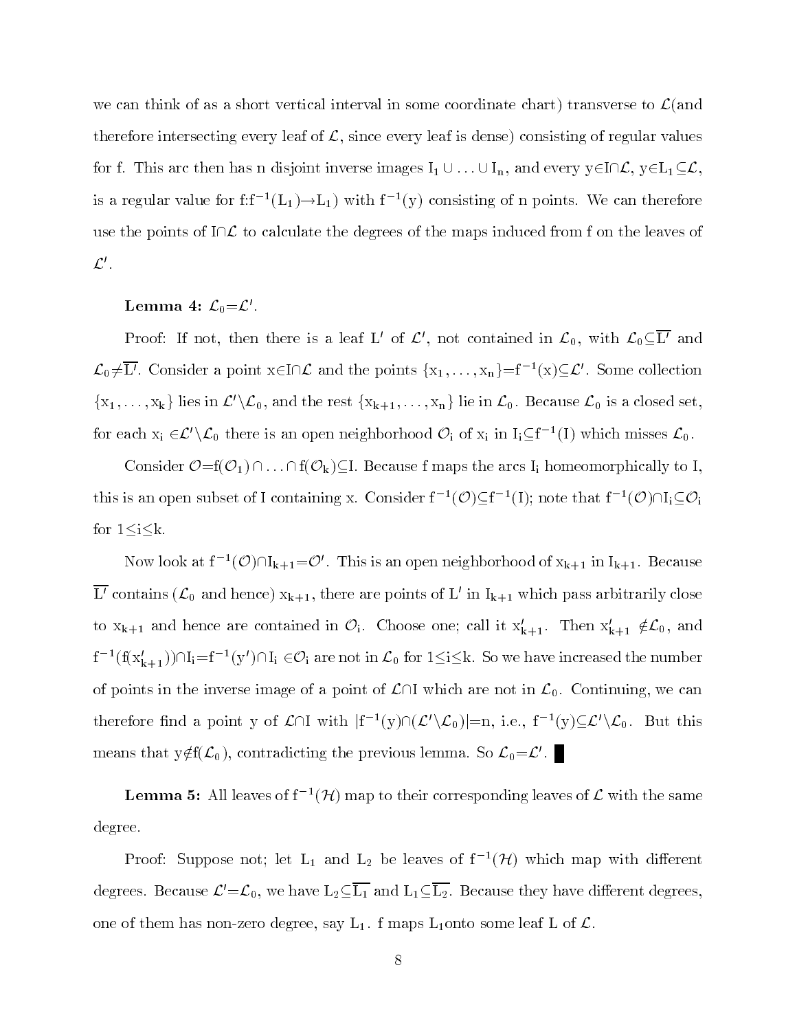we can think of as a short vertical interval in some coordinate chart) transverse to $\mathcal{L}$(and therefore intersecting every leaf of $\mathcal{L}$, since every leaf is dense) consisting of regular values for f. This arc then has n disjoint inverse images $I_1 \cup \ldots \cup I_n$, and every $y \in I \cap \mathcal{L}$, $y \in L_1 \subseteq \mathcal{L}$, is a regular value for $f: f^{-1}(L_1) \to L_1)$ with $f^{-1}(y)$ consisting of n points. We can therefore use the points of $I \cap \mathcal{L}$ to calculate the degrees of the maps induced from f on the leaves of $\mathcal{L}'$.

**Lemma 4:** $\mathcal{L}_0 = \mathcal{L}'$.

Proof: If not, then there is a leaf $L'$ of $\mathcal{L}'$, not contained in $\mathcal{L}_0$, with $\mathcal{L}_0 \subseteq \overline{L'}$ and $\mathcal{L}_0 \neq \overline{L'}$. Consider a point $x \in I \cap \mathcal{L}$ and the points $\{x_1, \ldots, x_n\} = f^{-1}(x) \subseteq \mathcal{L}'$. Some collection $\{x_1, \ldots, x_k\}$ lies in $\mathcal{L}' \setminus \mathcal{L}_0$, and the rest $\{x_{k+1}, \ldots, x_n\}$ lie in $\mathcal{L}_0$. Because $\mathcal{L}_0$ is a closed set, for each $x_i \in \mathcal{L}' \setminus \mathcal{L}_0$ there is an open neighborhood $\mathcal{O}_i$ of $x_i$ in $I_i \subseteq f^{-1}(I)$ which misses $\mathcal{L}_0$.

Consider $\mathcal{O} = f(\mathcal{O}_1) \cap \ldots \cap f(\mathcal{O}_k) \subseteq I$. Because f maps the arcs $I_i$ homeomorphically to I, this is an open subset of I containing x. Consider $f^{-1}(\mathcal{O}) \subseteq f^{-1}(I)$; note that $f^{-1}(\mathcal{O}) \cap I_i \subseteq \mathcal{O}_i$ for $1 \leq i \leq k$.

Now look at $f^{-1}(\mathcal{O}) \cap I_{k+1} = \mathcal{O}'$. This is an open neighborhood of $x_{k+1}$ in $I_{k+1}$. Because $\overline{L'}$ contains ($\mathcal{L}_0$ and hence) $x_{k+1}$, there are points of $L'$ in $I_{k+1}$ which pass arbitrarily close to $x_{k+1}$ and hence are contained in $\mathcal{O}_i$. Choose one; call it $x'_{k+1}$. Then $x'_{k+1} \notin \mathcal{L}_0$, and $f^{-1}(f(x'_{k+1})) \cap I_i = f^{-1}(y') \cap I_i \in \mathcal{O}_i$ are not in $\mathcal{L}_0$ for $1 \leq i \leq k$. So we have increased the number of points in the inverse image of a point of $\mathcal{L} \cap I$ which are not in $\mathcal{L}_0$. Continuing, we can therefore find a point y of $\mathcal{L} \cap I$ with $|f^{-1}(y) \cap (\mathcal{L}' \setminus \mathcal{L}_0)| = n$, i.e., $f^{-1}(y) \subseteq \mathcal{L}' \setminus \mathcal{L}_0$. But this means that $y \notin f(\mathcal{L}_0)$, contradicting the previous lemma. So $\mathcal{L}_0 = \mathcal{L}'$. ∎

**Lemma 5:** All leaves of $f^{-1}(\mathcal{H})$ map to their corresponding leaves of $\mathcal{L}$ with the same degree.

Proof: Suppose not; let $L_1$ and $L_2$ be leaves of $f^{-1}(\mathcal{H})$ which map with different degrees. Because $\mathcal{L}' = \mathcal{L}_0$, we have $L_2 \subseteq \overline{L_1}$ and $L_1 \subseteq \overline{L_2}$. Because they have different degrees, one of them has non-zero degree, say $L_1$. f maps $L_1$onto some leaf L of $\mathcal{L}$.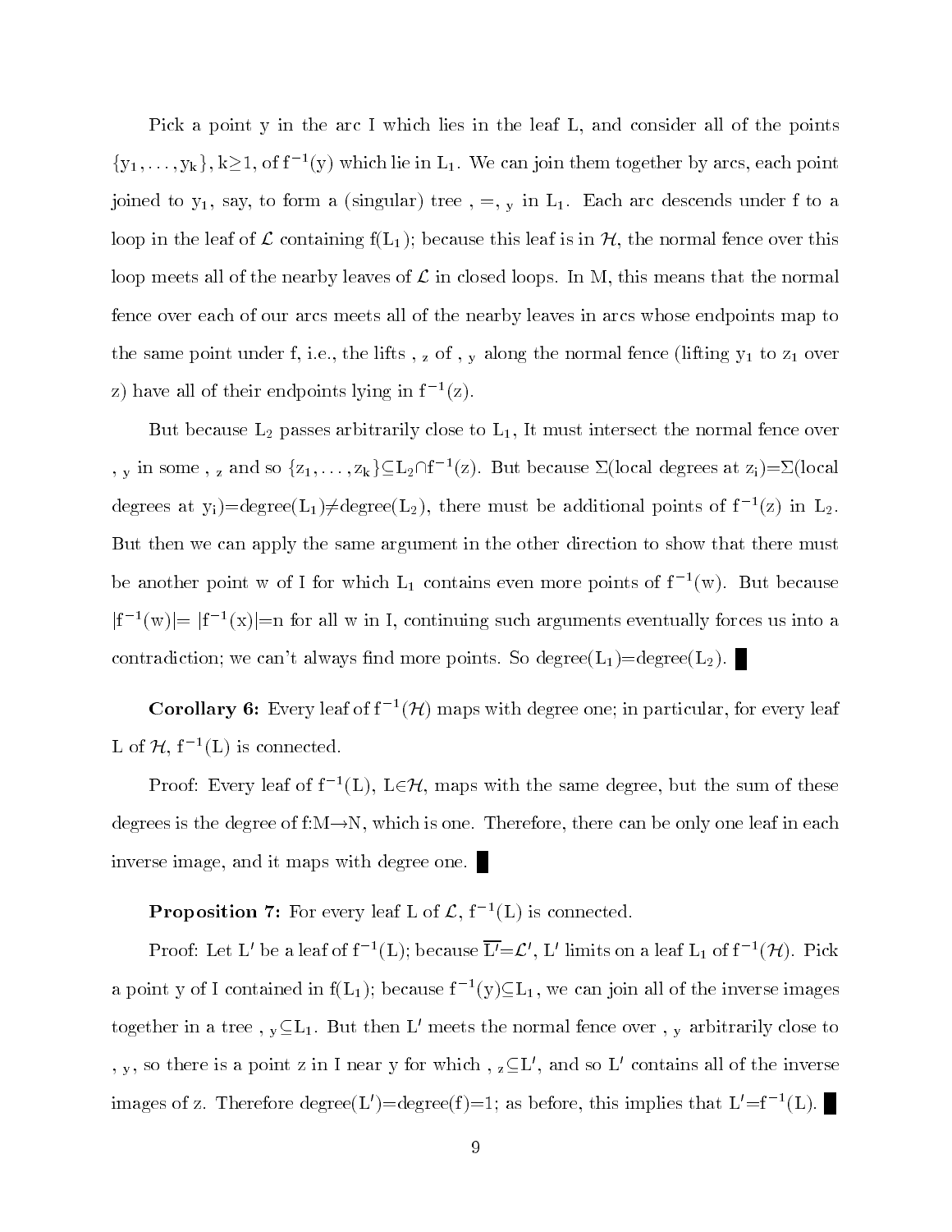Pick a point y in the arc I which lies in the leaf L, and consider all of the points $\{y_1, \ldots, y_k\}$, $k \geq 1$, of $f^{-1}(y)$ which lie in $L_1$. We can join them together by arcs, each point joined to $y_1$, say, to form a (singular) tree $\Gamma = \Gamma_y$ in $L_1$. Each arc descends under f to a loop in the leaf of $\mathcal{L}$ containing $f(L_1)$; because this leaf is in $\mathcal{H}$, the normal fence over this loop meets all of the nearby leaves of $\mathcal{L}$ in closed loops. In M, this means that the normal fence over each of our arcs meets all of the nearby leaves in arcs whose endpoints map to the same point under f, i.e., the lifts $\Gamma_z$ of $\Gamma_y$ along the normal fence (lifting $y_1$ to $z_1$ over z) have all of their endpoints lying in $f^{-1}(z)$.

But because $L_2$ passes arbitrarily close to $L_1$, It must intersect the normal fence over $\Gamma_y$ in some $\Gamma_z$ and so $\{z_1, \ldots, z_k\} \subseteq L_2 \cap f^{-1}(z)$. But because $\Sigma$(local degrees at $z_i$)$=\Sigma$(local degrees at $y_i$)$=$degree$(L_1) \neq$ degree$(L_2)$, there must be additional points of $f^{-1}(z)$ in $L_2$. But then we can apply the same argument in the other direction to show that there must be another point w of I for which $L_1$ contains even more points of $f^{-1}(w)$. But because $|f^{-1}(w)| = |f^{-1}(x)| = n$ for all w in I, continuing such arguments eventually forces us into a contradiction; we can't always find more points. So degree$(L_1)=$degree$(L_2)$. ∎

**Corollary 6:** Every leaf of $f^{-1}(\mathcal{H})$ maps with degree one; in particular, for every leaf L of $\mathcal{H}$, $f^{-1}(L)$ is connected.

Proof: Every leaf of $f^{-1}(L)$, $L \in \mathcal{H}$, maps with the same degree, but the sum of these degrees is the degree of $f: M \to N$, which is one. Therefore, there can be only one leaf in each inverse image, and it maps with degree one. ∎

**Proposition 7:** For every leaf L of $\mathcal{L}$, $f^{-1}(L)$ is connected.

Proof: Let $L'$ be a leaf of $f^{-1}(L)$; because $\overline{L'} = \mathcal{L}'$, $L'$ limits on a leaf $L_1$ of $f^{-1}(\mathcal{H})$. Pick a point y of I contained in $f(L_1)$; because $f^{-1}(y) \subseteq L_1$, we can join all of the inverse images together in a tree $\Gamma_y \subseteq L_1$. But then $L'$ meets the normal fence over $\Gamma_y$ arbitrarily close to $\Gamma_y$, so there is a point z in I near y for which $\Gamma_z \subseteq L'$, and so $L'$ contains all of the inverse images of z. Therefore degree$(L')=$degree$(f)=1$; as before, this implies that $L' = f^{-1}(L)$. ∎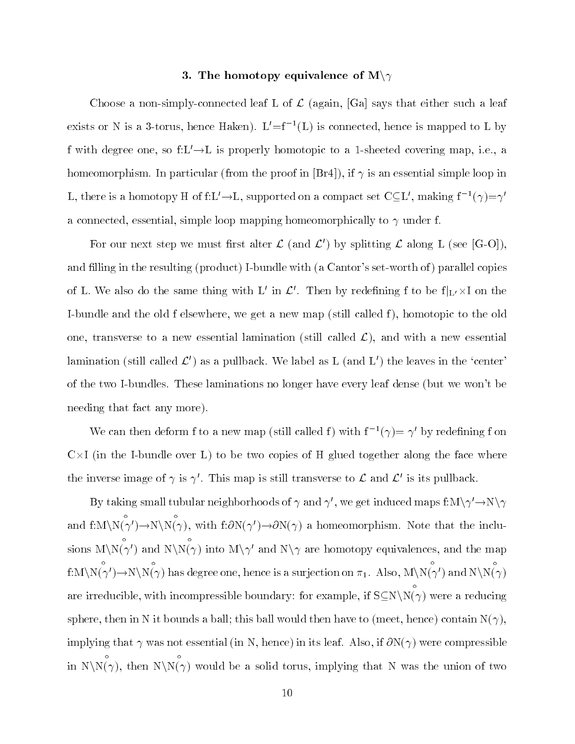## 3. The homotopy equivalence of $M\backslash\gamma$

Choose a non-simply-connected leaf L of $\mathcal{L}$ (again, [Ga] says that either such a leaf exists or N is a 3-torus, hence Haken). $L'=f^{-1}(L)$ is connected, hence is mapped to L by f with degree one, so $f:L'\to L$ is properly homotopic to a 1-sheeted covering map, i.e., a homeomorphism. In particular (from the proof in [Br4]), if $\gamma$ is an essential simple loop in L, there is a homotopy H of $f:L'\to L$, supported on a compact set $C\subseteq L'$, making $f^{-1}(\gamma)=\gamma'$ a connected, essential, simple loop mapping homeomorphically to $\gamma$ under f.

For our next step we must first alter $\mathcal{L}$ (and $\mathcal{L}'$) by splitting $\mathcal{L}$ along L (see [G-O]), and filling in the resulting (product) I-bundle with (a Cantor's set-worth of) parallel copies of L. We also do the same thing with $L'$ in $\mathcal{L}'$. Then by redefining f to be $f|_{L'}\times I$ on the I-bundle and the old f elsewhere, we get a new map (still called f), homotopic to the old one, transverse to a new essential lamination (still called $\mathcal{L}$), and with a new essential lamination (still called $\mathcal{L}'$) as a pullback. We label as L (and $L'$) the leaves in the 'center' of the two I-bundles. These laminations no longer have every leaf dense (but we won't be needing that fact any more).

We can then deform f to a new map (still called f) with $f^{-1}(\gamma)=\gamma'$ by redefining f on $C\times I$ (in the I-bundle over L) to be two copies of H glued together along the face where the inverse image of $\gamma$ is $\gamma'$. This map is still transverse to $\mathcal{L}$ and $\mathcal{L}'$ is its pullback.

By taking small tubular neighborhoods of $\gamma$ and $\gamma'$, we get induced maps $f:M\backslash\gamma'\to N\backslash\gamma$ and $f:M\backslash \mathring{N}(\gamma')\to N\backslash \mathring{N}(\gamma)$, with $f:\partial N(\gamma')\to\partial N(\gamma)$ a homeomorphism. Note that the inclusions $M\backslash \mathring{N}(\gamma')$ and $N\backslash \mathring{N}(\gamma)$ into $M\backslash\gamma'$ and $N\backslash\gamma$ are homotopy equivalences, and the map $f:M\backslash \mathring{N}(\gamma')\to N\backslash \mathring{N}(\gamma)$ has degree one, hence is a surjection on $\pi_1$. Also, $M\backslash \mathring{N}(\gamma')$ and $N\backslash \mathring{N}(\gamma)$ are irreducible, with incompressible boundary: for example, if $S\subseteq N\backslash \mathring{N}(\gamma)$ were a reducing sphere, then in N it bounds a ball; this ball would then have to (meet, hence) contain $N(\gamma)$, implying that $\gamma$ was not essential (in N, hence) in its leaf. Also, if $\partial N(\gamma)$ were compressible in $N\backslash \mathring{N}(\gamma)$, then $N\backslash \mathring{N}(\gamma)$ would be a solid torus, implying that N was the union of two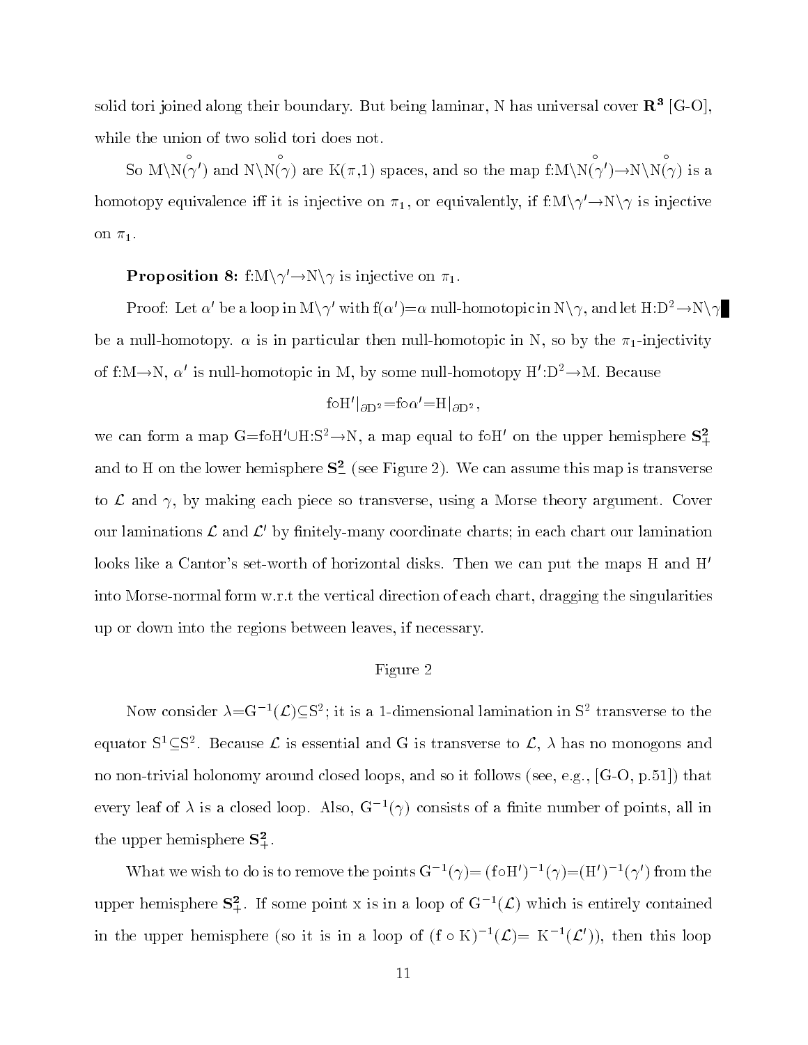solid tori joined along their boundary. But being laminar, N has universal cover $\mathbf{R^3}$ [G-O], while the union of two solid tori does not.

So $M\setminus \overset{\circ}{N}(\gamma')$ and $N\setminus \overset{\circ}{N}(\gamma)$ are $K(\pi,1)$ spaces, and so the map $f{:}M\setminus \overset{\circ}{N}(\gamma')\rightarrow N\setminus \overset{\circ}{N}(\gamma)$ is a homotopy equivalence iff it is injective on $\pi_1$, or equivalently, if $f{:}M\setminus\gamma'\rightarrow N\setminus\gamma$ is injective on $\pi_1$.

**Proposition 8:** $f{:}M\setminus\gamma'\rightarrow N\setminus\gamma$ is injective on $\pi_1$.

Proof: Let $\alpha'$ be a loop in $M\setminus\gamma'$ with $f(\alpha')=\alpha$ null-homotopic in $N\setminus\gamma$, and let $H{:}D^2\rightarrow N\setminus\gamma$ be a null-homotopy. $\alpha$ is in particular then null-homotopic in N, so by the $\pi_1$-injectivity of $f{:}M\rightarrow N$, $\alpha'$ is null-homotopic in M, by some null-homotopy $H'{:}D^2\rightarrow M$. Because

$$f\circ H'|_{\partial D^2}=f\circ\alpha'=H|_{\partial D^2},$$

we can form a map $G=f\circ H'\cup H{:}S^2\rightarrow N$, a map equal to $f\circ H'$ on the upper hemisphere $\mathbf{S^2_+}$ and to H on the lower hemisphere $\mathbf{S^2_-}$ (see Figure 2). We can assume this map is transverse to $\mathcal{L}$ and $\gamma$, by making each piece so transverse, using a Morse theory argument. Cover our laminations $\mathcal{L}$ and $\mathcal{L}'$ by finitely-many coordinate charts; in each chart our lamination looks like a Cantor's set-worth of horizontal disks. Then we can put the maps H and $H'$ into Morse-normal form w.r.t the vertical direction of each chart, dragging the singularities up or down into the regions between leaves, if necessary.

Figure 2

Now consider $\lambda=G^{-1}(\mathcal{L})\subseteq S^2$; it is a 1-dimensional lamination in $S^2$ transverse to the equator $S^1\subseteq S^2$. Because $\mathcal{L}$ is essential and G is transverse to $\mathcal{L}$, $\lambda$ has no monogons and no non-trivial holonomy around closed loops, and so it follows (see, e.g., [G-O, p.51]) that every leaf of $\lambda$ is a closed loop. Also, $G^{-1}(\gamma)$ consists of a finite number of points, all in the upper hemisphere $\mathbf{S^2_+}$.

What we wish to do is to remove the points $G^{-1}(\gamma)=(f\circ H')^{-1}(\gamma)=(H')^{-1}(\gamma')$ from the upper hemisphere $\mathbf{S^2_+}$. If some point x is in a loop of $G^{-1}(\mathcal{L})$ which is entirely contained in the upper hemisphere (so it is in a loop of $(f\circ K)^{-1}(\mathcal{L})=K^{-1}(\mathcal{L}')$), then this loop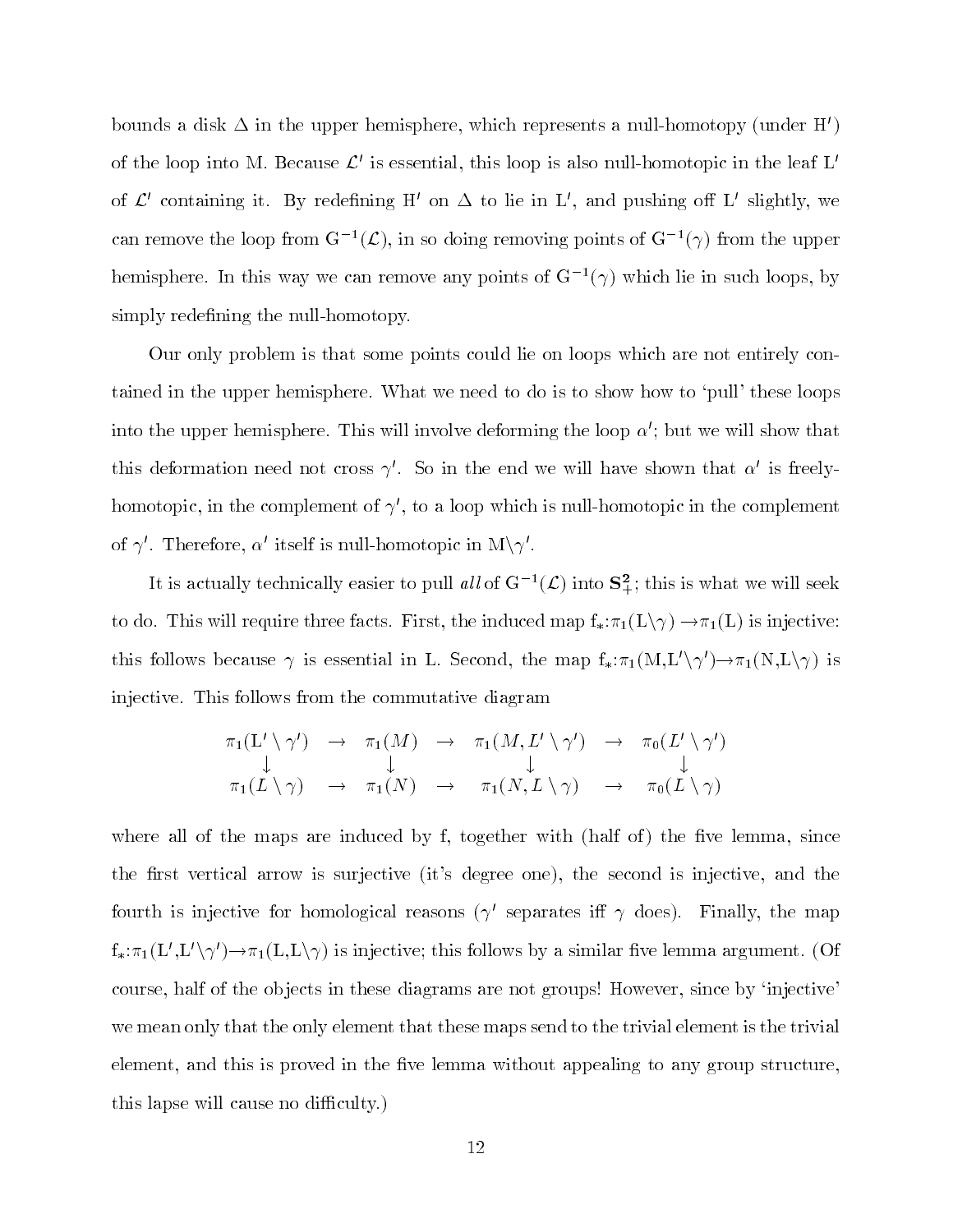bounds a disk $\Delta$ in the upper hemisphere, which represents a null-homotopy (under $H'$) of the loop into M. Because $\mathcal{L}'$ is essential, this loop is also null-homotopic in the leaf $L'$ of $\mathcal{L}'$ containing it. By redefining $H'$ on $\Delta$ to lie in $L'$, and pushing off $L'$ slightly, we can remove the loop from $G^{-1}(\mathcal{L})$, in so doing removing points of $G^{-1}(\gamma)$ from the upper hemisphere. In this way we can remove any points of $G^{-1}(\gamma)$ which lie in such loops, by simply redefining the null-homotopy.

Our only problem is that some points could lie on loops which are not entirely contained in the upper hemisphere. What we need to do is to show how to 'pull' these loops into the upper hemisphere. This will involve deforming the loop $\alpha'$; but we will show that this deformation need not cross $\gamma'$. So in the end we will have shown that $\alpha'$ is freely-homotopic, in the complement of $\gamma'$, to a loop which is null-homotopic in the complement of $\gamma'$. Therefore, $\alpha'$ itself is null-homotopic in $M\backslash\gamma'$.

It is actually technically easier to pull *all* of $G^{-1}(\mathcal{L})$ into $\mathbf{S}^2_+$; this is what we will seek to do. This will require three facts. First, the induced map $f_*:\pi_1(L\backslash\gamma)\to\pi_1(L)$ is injective: this follows because $\gamma$ is essential in L. Second, the map $f_*:\pi_1(M,L'\backslash\gamma')\to\pi_1(N,L\backslash\gamma)$ is injective. This follows from the commutative diagram

$$\begin{array}{ccccccc}
\pi_1(L'\setminus\gamma') & \to & \pi_1(M) & \to & \pi_1(M,L'\setminus\gamma') & \to & \pi_0(L'\setminus\gamma') \\
\downarrow & & \downarrow & & \downarrow & & \downarrow \\
\pi_1(L\setminus\gamma) & \to & \pi_1(N) & \to & \pi_1(N,L\setminus\gamma) & \to & \pi_0(L\setminus\gamma)
\end{array}$$

where all of the maps are induced by f, together with (half of) the five lemma, since the first vertical arrow is surjective (it's degree one), the second is injective, and the fourth is injective for homological reasons ($\gamma'$ separates iff $\gamma$ does). Finally, the map $f_*:\pi_1(L',L'\backslash\gamma')\to\pi_1(L,L\backslash\gamma)$ is injective; this follows by a similar five lemma argument. (Of course, half of the objects in these diagrams are not groups! However, since by 'injective' we mean only that the only element that these maps send to the trivial element is the trivial element, and this is proved in the five lemma without appealing to any group structure, this lapse will cause no difficulty.)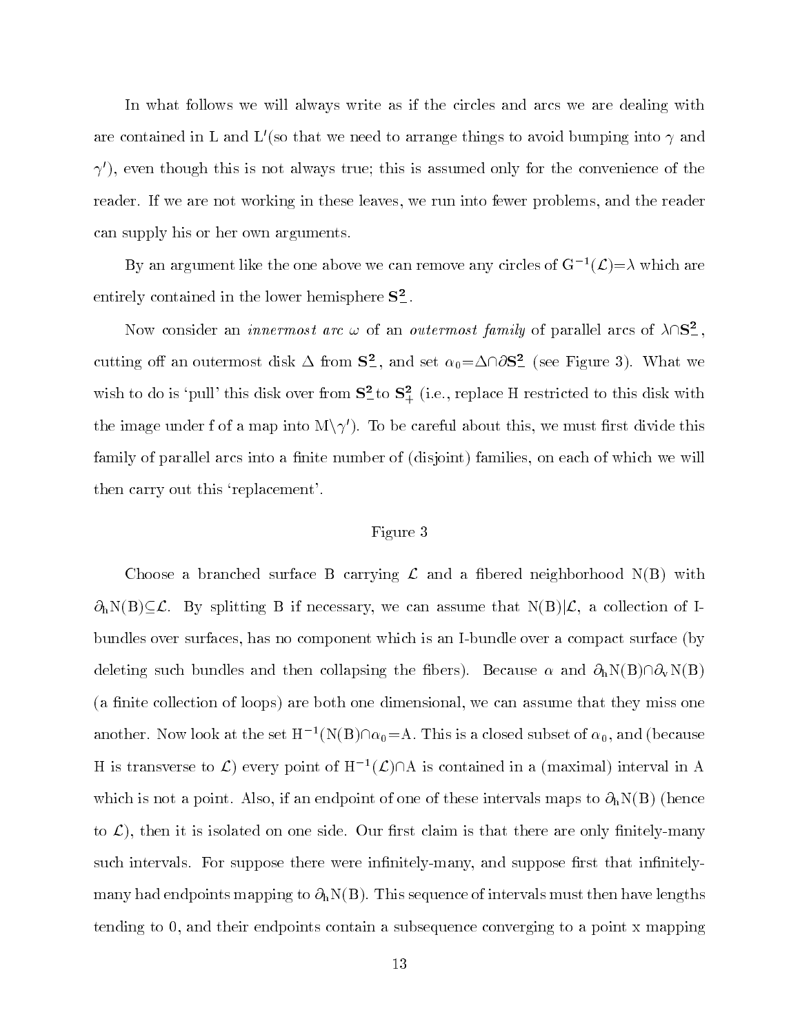In what follows we will always write as if the circles and arcs we are dealing with are contained in L and L$'$(so that we need to arrange things to avoid bumping into $\gamma$ and $\gamma'$), even though this is not always true; this is assumed only for the convenience of the reader. If we are not working in these leaves, we run into fewer problems, and the reader can supply his or her own arguments.

By an argument like the one above we can remove any circles of $G^{-1}(\mathcal{L})=\lambda$ which are entirely contained in the lower hemisphere $\mathbf{S^2_-}$.

Now consider an *innermost arc* $\omega$ of an *outermost family* of parallel arcs of $\lambda\cap\mathbf{S^2_-}$, cutting off an outermost disk $\Delta$ from $\mathbf{S^2_-}$, and set $\alpha_0=\Delta\cap\partial\mathbf{S^2_-}$ (see Figure 3). What we wish to do is 'pull' this disk over from $\mathbf{S^2_-}$ to $\mathbf{S^2_+}$ (i.e., replace H restricted to this disk with the image under f of a map into $M\backslash\gamma'$). To be careful about this, we must first divide this family of parallel arcs into a finite number of (disjoint) families, on each of which we will then carry out this 'replacement'.

Figure 3

Choose a branched surface B carrying $\mathcal{L}$ and a fibered neighborhood N(B) with $\partial_h N(B)\subseteq\mathcal{L}$. By splitting B if necessary, we can assume that $N(B)|\mathcal{L}$, a collection of I-bundles over surfaces, has no component which is an I-bundle over a compact surface (by deleting such bundles and then collapsing the fibers). Because $\alpha$ and $\partial_h N(B)\cap\partial_v N(B)$ (a finite collection of loops) are both one dimensional, we can assume that they miss one another. Now look at the set $H^{-1}(N(B)\cap\alpha_0=A$. This is a closed subset of $\alpha_0$, and (because H is transverse to $\mathcal{L}$) every point of $H^{-1}(\mathcal{L})\cap A$ is contained in a (maximal) interval in A which is not a point. Also, if an endpoint of one of these intervals maps to $\partial_h N(B)$ (hence to $\mathcal{L}$), then it is isolated on one side. Our first claim is that there are only finitely-many such intervals. For suppose there were infinitely-many, and suppose first that infinitely-many had endpoints mapping to $\partial_h N(B)$. This sequence of intervals must then have lengths tending to 0, and their endpoints contain a subsequence converging to a point x mapping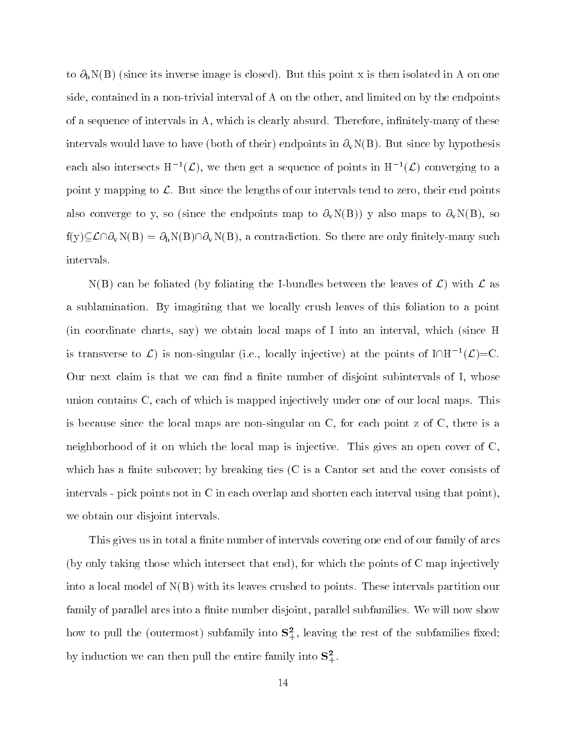to $\partial_h N(B)$ (since its inverse image is closed). But this point x is then isolated in A on one side, contained in a non-trivial interval of A on the other, and limited on by the endpoints of a sequence of intervals in A, which is clearly absurd. Therefore, infinitely-many of these intervals would have to have (both of their) endpoints in $\partial_v N(B)$. But since by hypothesis each also intersects $H^{-1}(\mathcal{L})$, we then get a sequence of points in $H^{-1}(\mathcal{L})$ converging to a point y mapping to $\mathcal{L}$. But since the lengths of our intervals tend to zero, their end points also converge to y, so (since the endpoints map to $\partial_v N(B)$) y also maps to $\partial_v N(B)$, so $f(y) \subseteq \mathcal{L} \cap \partial_v N(B) = \partial_h N(B) \cap \partial_v N(B)$, a contradiction. So there are only finitely-many such intervals.

N(B) can be foliated (by foliating the I-bundles between the leaves of $\mathcal{L}$) with $\mathcal{L}$ as a sublamination. By imagining that we locally crush leaves of this foliation to a point (in coordinate charts, say) we obtain local maps of I into an interval, which (since H is transverse to $\mathcal{L}$) is non-singular (i.e., locally injective) at the points of $I \cap H^{-1}(\mathcal{L}) = C$. Our next claim is that we can find a finite number of disjoint subintervals of I, whose union contains C, each of which is mapped injectively under one of our local maps. This is because since the local maps are non-singular on C, for each point z of C, there is a neighborhood of it on which the local map is injective. This gives an open cover of C, which has a finite subcover; by breaking ties (C is a Cantor set and the cover consists of intervals - pick points not in C in each overlap and shorten each interval using that point), we obtain our disjoint intervals.

This gives us in total a finite number of intervals covering one end of our family of arcs (by only taking those which intersect that end), for which the points of C map injectively into a local model of N(B) with its leaves crushed to points. These intervals partition our family of parallel arcs into a finite number disjoint, parallel subfamilies. We will now show how to pull the (outermost) subfamily into $\mathbf{S}^2_+$, leaving the rest of the subfamilies fixed; by induction we can then pull the entire family into $\mathbf{S}^2_+$.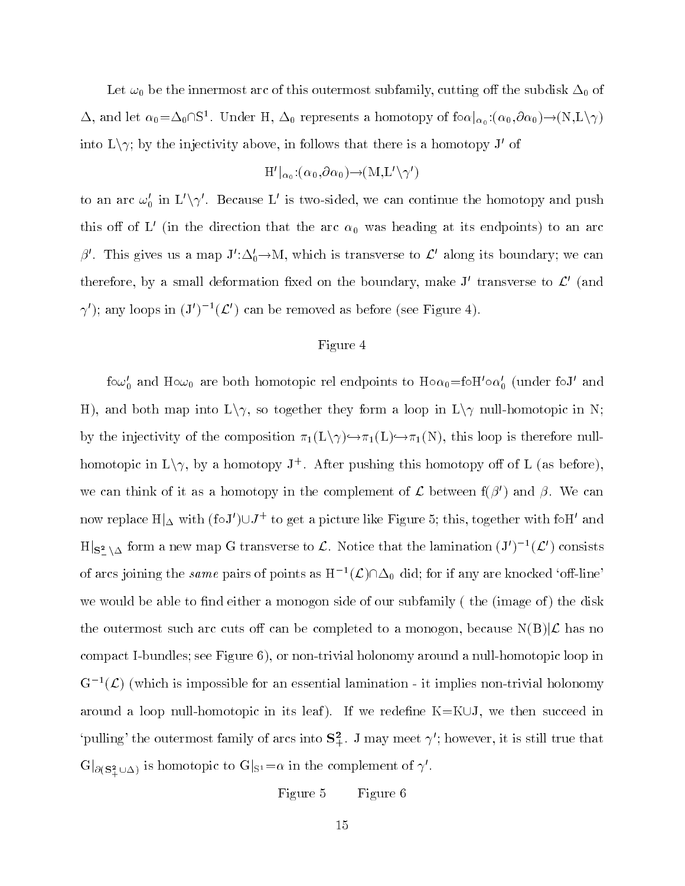Let $\omega_0$ be the innermost arc of this outermost subfamily, cutting off the subdisk $\Delta_0$ of $\Delta$, and let $\alpha_0 = \Delta_0 \cap S^1$. Under H, $\Delta_0$ represents a homotopy of $f \circ \alpha|_{\alpha_0} : (\alpha_0, \partial\alpha_0) \to (N, L \setminus \gamma)$ into $L \setminus \gamma$; by the injectivity above, in follows that there is a homotopy $J'$ of

$$H'|_{\alpha_0} : (\alpha_0, \partial\alpha_0) \to (M, L' \setminus \gamma')$$

to an arc $\omega_0'$ in $L' \setminus \gamma'$. Because $L'$ is two-sided, we can continue the homotopy and push this off of $L'$ (in the direction that the arc $\alpha_0$ was heading at its endpoints) to an arc $\beta'$. This gives us a map $J' : \Delta_0' \to M$, which is transverse to $\mathcal{L}'$ along its boundary; we can therefore, by a small deformation fixed on the boundary, make $J'$ transverse to $\mathcal{L}'$ (and $\gamma'$); any loops in $(J')^{-1}(\mathcal{L}')$ can be removed as before (see Figure 4).

Figure 4

$f \circ \omega_0'$ and $H \circ \omega_0$ are both homotopic rel endpoints to $H \circ \alpha_0 = f \circ H' \circ \alpha_0'$ (under $f \circ J'$ and H), and both map into $L \setminus \gamma$, so together they form a loop in $L \setminus \gamma$ null-homotopic in N; by the injectivity of the composition $\pi_1(L \setminus \gamma) \hookrightarrow \pi_1(L) \hookrightarrow \pi_1(N)$, this loop is therefore null-homotopic in $L \setminus \gamma$, by a homotopy $J^+$. After pushing this homotopy off of L (as before), we can think of it as a homotopy in the complement of $\mathcal{L}$ between $f(\beta')$ and $\beta$. We can now replace $H|_\Delta$ with $(f \circ J') \cup J^+$ to get a picture like Figure 5; this, together with $f \circ H'$ and $H|_{S^2_- \setminus \Delta}$ form a new map G transverse to $\mathcal{L}$. Notice that the lamination $(J')^{-1}(\mathcal{L}')$ consists of arcs joining the *same* pairs of points as $H^{-1}(\mathcal{L}) \cap \Delta_0$ did; for if any are knocked 'off-line' we would be able to find either a monogon side of our subfamily ( the (image of) the disk the outermost such arc cuts off can be completed to a monogon, because $N(B)|\mathcal{L}$ has no compact I-bundles; see Figure 6), or non-trivial holonomy around a null-homotopic loop in $G^{-1}(\mathcal{L})$ (which is impossible for an essential lamination - it implies non-trivial holonomy around a loop null-homotopic in its leaf). If we redefine $K = K \cup J$, we then succeed in 'pulling' the outermost family of arcs into $\mathbf{S^2_+}$. J may meet $\gamma'$; however, it is still true that $G|_{\partial(\mathbf{S^2_+} \cup \Delta)}$ is homotopic to $G|_{S^1} = \alpha$ in the complement of $\gamma'$.

Figure 5 Figure 6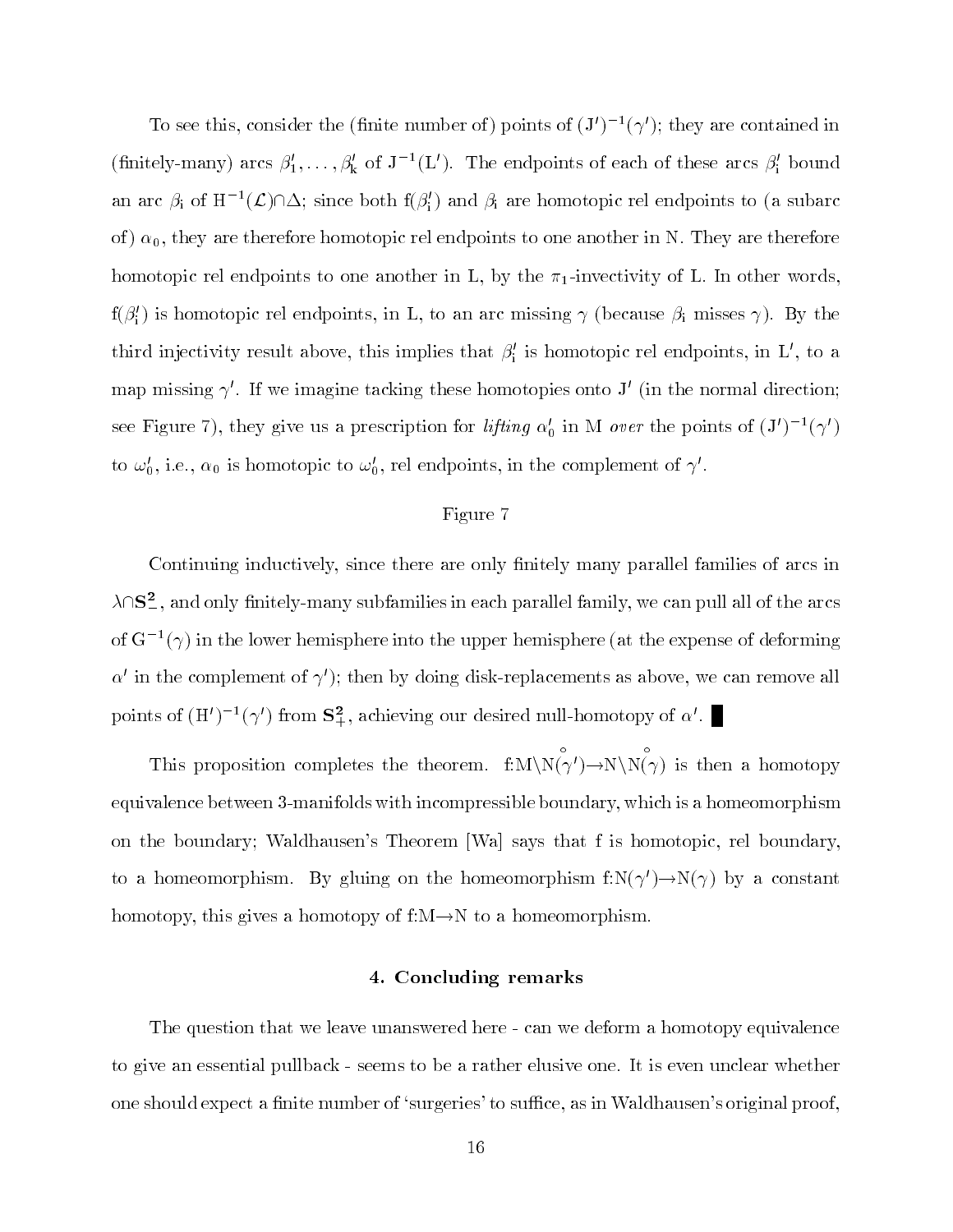To see this, consider the (finite number of) points of $(J')^{-1}(\gamma')$; they are contained in (finitely-many) arcs $\beta'_1,\ldots,\beta'_k$ of $J^{-1}(L')$. The endpoints of each of these arcs $\beta'_i$ bound an arc $\beta_i$ of $H^{-1}(\mathcal{L})\cap\Delta$; since both $f(\beta'_i)$ and $\beta_i$ are homotopic rel endpoints to (a subarc of) $\alpha_0$, they are therefore homotopic rel endpoints to one another in N. They are therefore homotopic rel endpoints to one another in L, by the $\pi_1$-invectivity of L. In other words, $f(\beta'_i)$ is homotopic rel endpoints, in L, to an arc missing $\gamma$ (because $\beta_i$ misses $\gamma$). By the third injectivity result above, this implies that $\beta'_i$ is homotopic rel endpoints, in $L'$, to a map missing $\gamma'$. If we imagine tacking these homotopies onto $J'$ (in the normal direction; see Figure 7), they give us a prescription for *lifting* $\alpha'_0$ in M *over* the points of $(J')^{-1}(\gamma')$ to $\omega'_0$, i.e., $\alpha_0$ is homotopic to $\omega'_0$, rel endpoints, in the complement of $\gamma'$.

Figure 7

Continuing inductively, since there are only finitely many parallel families of arcs in $\lambda\cap\mathbf{S}^2_-$, and only finitely-many subfamilies in each parallel family, we can pull all of the arcs of $G^{-1}(\gamma)$ in the lower hemisphere into the upper hemisphere (at the expense of deforming $\alpha'$ in the complement of $\gamma'$); then by doing disk-replacements as above, we can remove all points of $(H')^{-1}(\gamma')$ from $\mathbf{S}^2_+$, achieving our desired null-homotopy of $\alpha'$. ∎

This proposition completes the theorem. $f{:}M\backslash \overset{\circ}{N}(\gamma')\to N\backslash \overset{\circ}{N}(\gamma)$ is then a homotopy equivalence between 3-manifolds with incompressible boundary, which is a homeomorphism on the boundary; Waldhausen's Theorem [Wa] says that f is homotopic, rel boundary, to a homeomorphism. By gluing on the homeomorphism $f{:}N(\gamma')\to N(\gamma)$ by a constant homotopy, this gives a homotopy of $f{:}M\to N$ to a homeomorphism.

## 4. Concluding remarks

The question that we leave unanswered here - can we deform a homotopy equivalence to give an essential pullback - seems to be a rather elusive one. It is even unclear whether one should expect a finite number of 'surgeries' to suffice, as in Waldhausen's original proof,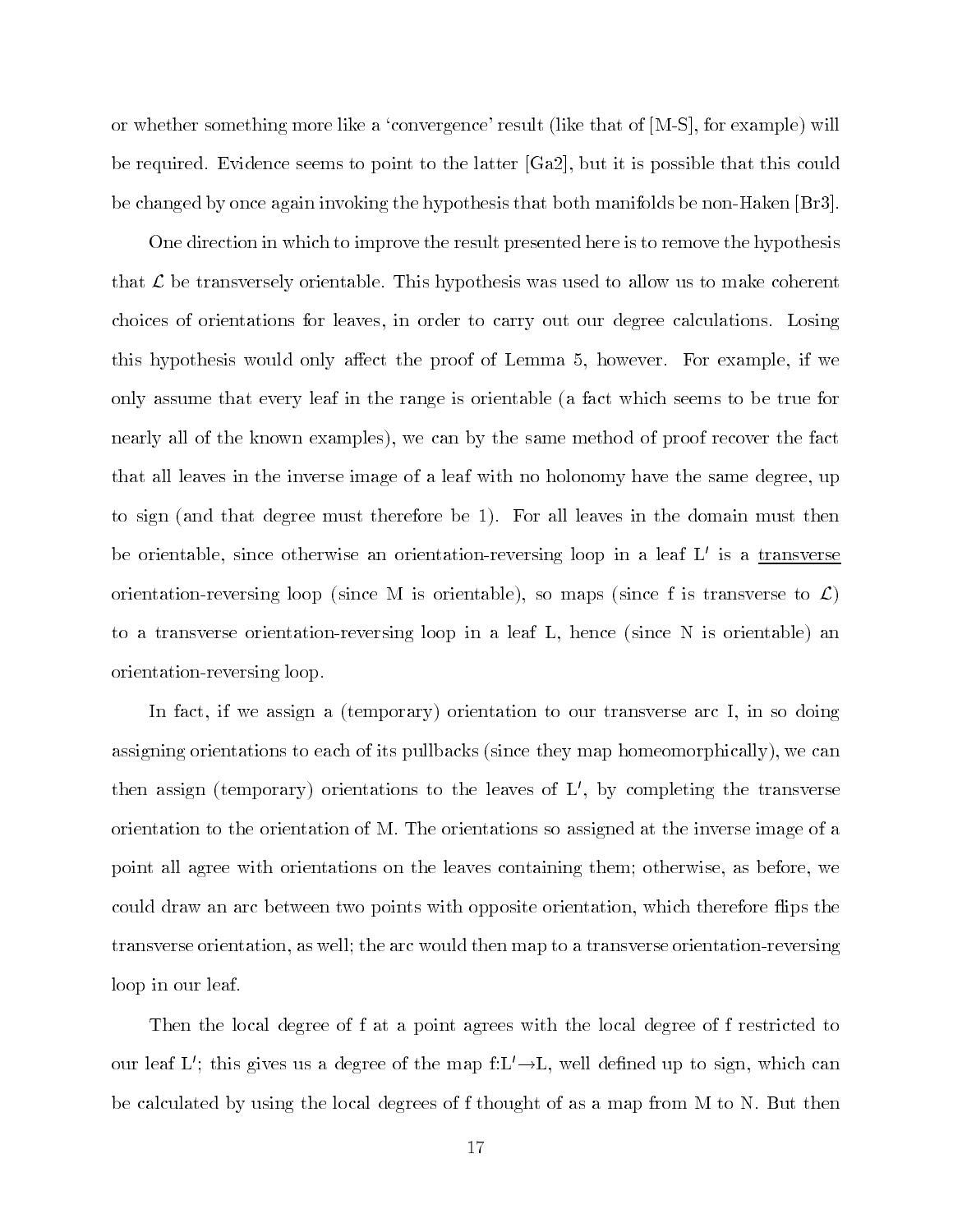or whether something more like a 'convergence' result (like that of [M-S], for example) will be required. Evidence seems to point to the latter [Ga2], but it is possible that this could be changed by once again invoking the hypothesis that both manifolds be non-Haken [Br3].

One direction in which to improve the result presented here is to remove the hypothesis that $\mathcal{L}$ be transversely orientable. This hypothesis was used to allow us to make coherent choices of orientations for leaves, in order to carry out our degree calculations. Losing this hypothesis would only affect the proof of Lemma 5, however. For example, if we only assume that every leaf in the range is orientable (a fact which seems to be true for nearly all of the known examples), we can by the same method of proof recover the fact that all leaves in the inverse image of a leaf with no holonomy have the same degree, up to sign (and that degree must therefore be 1). For all leaves in the domain must then be orientable, since otherwise an orientation-reversing loop in a leaf L$'$ is a <u>transverse</u> orientation-reversing loop (since M is orientable), so maps (since f is transverse to $\mathcal{L}$) to a transverse orientation-reversing loop in a leaf L, hence (since N is orientable) an orientation-reversing loop.

In fact, if we assign a (temporary) orientation to our transverse arc I, in so doing assigning orientations to each of its pullbacks (since they map homeomorphically), we can then assign (temporary) orientations to the leaves of L$'$, by completing the transverse orientation to the orientation of M. The orientations so assigned at the inverse image of a point all agree with orientations on the leaves containing them; otherwise, as before, we could draw an arc between two points with opposite orientation, which therefore flips the transverse orientation, as well; the arc would then map to a transverse orientation-reversing loop in our leaf.

Then the local degree of f at a point agrees with the local degree of f restricted to our leaf L$'$; this gives us a degree of the map f:L$'$$\rightarrow$L, well defined up to sign, which can be calculated by using the local degrees of f thought of as a map from M to N. But then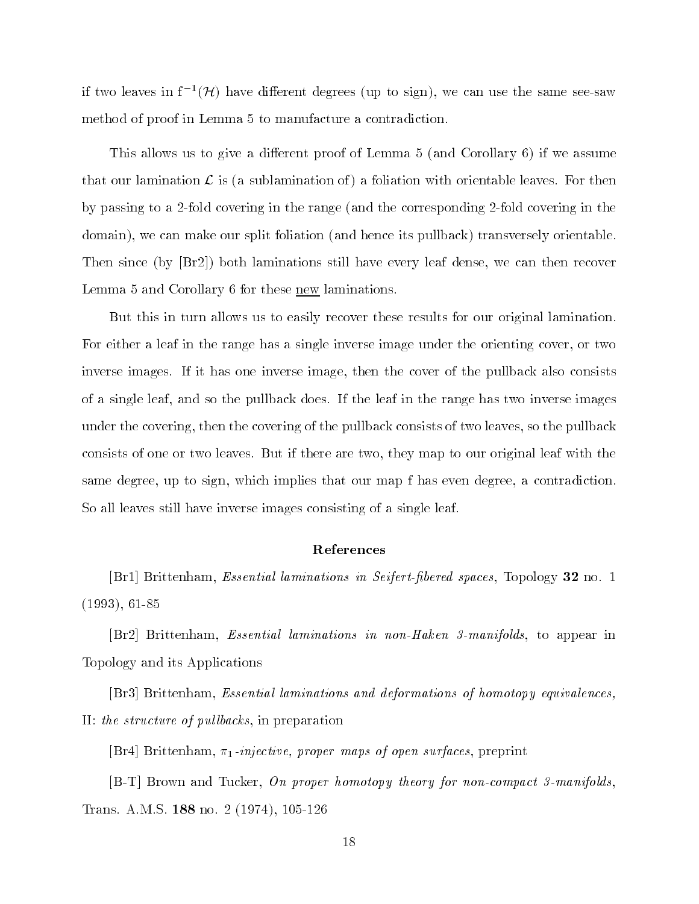if two leaves in $f^{-1}(\mathcal{H})$ have different degrees (up to sign), we can use the same see-saw method of proof in Lemma 5 to manufacture a contradiction.

This allows us to give a different proof of Lemma 5 (and Corollary 6) if we assume that our lamination $\mathcal{L}$ is (a sublamination of) a foliation with orientable leaves. For then by passing to a 2-fold covering in the range (and the corresponding 2-fold covering in the domain), we can make our split foliation (and hence its pullback) transversely orientable. Then since (by [Br2]) both laminations still have every leaf dense, we can then recover Lemma 5 and Corollary 6 for these <u>new</u> laminations.

But this in turn allows us to easily recover these results for our original lamination. For either a leaf in the range has a single inverse image under the orienting cover, or two inverse images. If it has one inverse image, then the cover of the pullback also consists of a single leaf, and so the pullback does. If the leaf in the range has two inverse images under the covering, then the covering of the pullback consists of two leaves, so the pullback consists of one or two leaves. But if there are two, they map to our original leaf with the same degree, up to sign, which implies that our map f has even degree, a contradiction. So all leaves still have inverse images consisting of a single leaf.

## References

[Br1] Brittenham, *Essential laminations in Seifert-fibered spaces*, Topology **32** no. 1 (1993), 61-85

[Br2] Brittenham, *Essential laminations in non-Haken 3-manifolds*, to appear in Topology and its Applications

[Br3] Brittenham, *Essential laminations and deformations of homotopy equivalences, II: the structure of pullbacks*, in preparation

[Br4] Brittenham, *$\pi_1$-injective, proper maps of open surfaces*, preprint

[B-T] Brown and Tucker, *On proper homotopy theory for non-compact 3-manifolds*, Trans. A.M.S. **188** no. 2 (1974), 105-126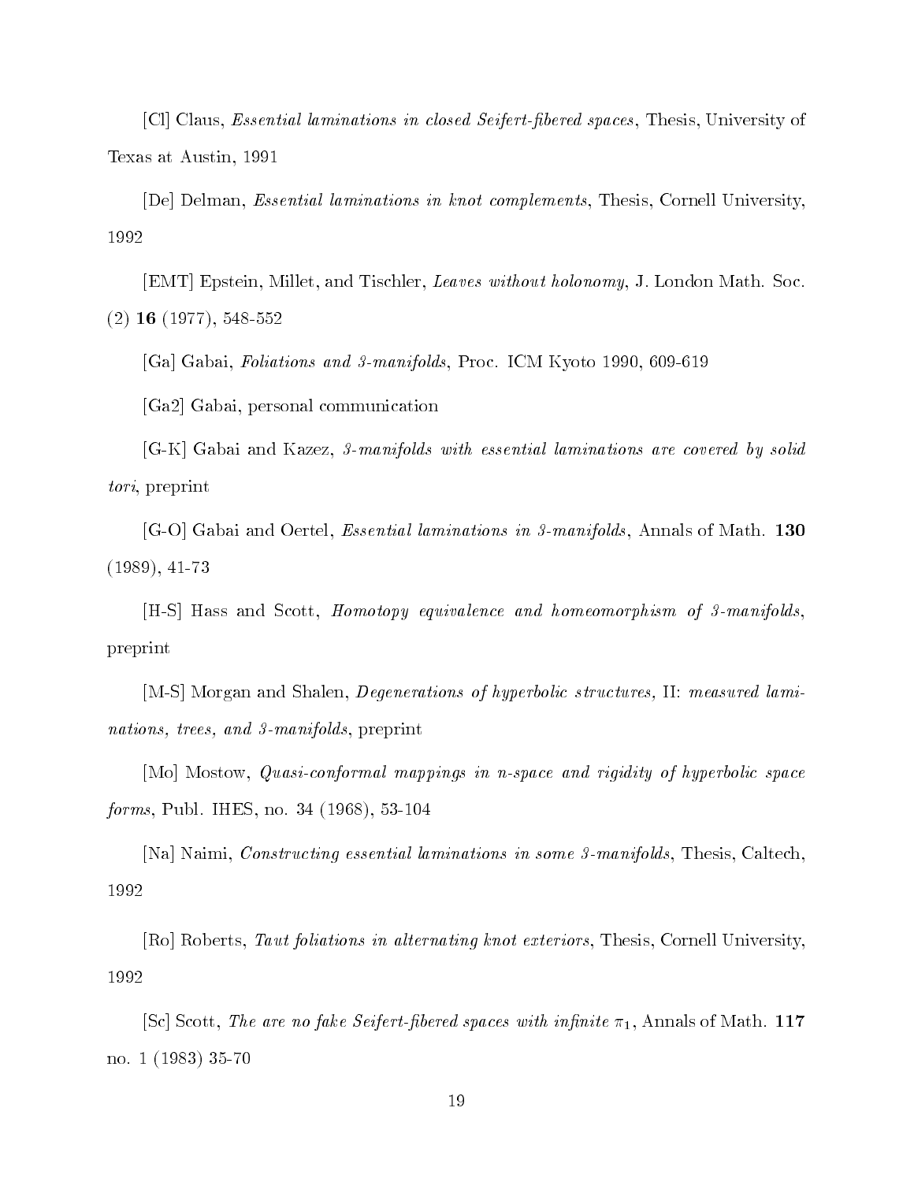[Cl] Claus, *Essential laminations in closed Seifert-fibered spaces*, Thesis, University of Texas at Austin, 1991

[De] Delman, *Essential laminations in knot complements*, Thesis, Cornell University, 1992

[EMT] Epstein, Millet, and Tischler, *Leaves without holonomy*, J. London Math. Soc. (2) **16** (1977), 548-552

[Ga] Gabai, *Foliations and 3-manifolds*, Proc. ICM Kyoto 1990, 609-619

[Ga2] Gabai, personal communication

[G-K] Gabai and Kazez, *3-manifolds with essential laminations are covered by solid tori*, preprint

[G-O] Gabai and Oertel, *Essential laminations in 3-manifolds*, Annals of Math. **130** (1989), 41-73

[H-S] Hass and Scott, *Homotopy equivalence and homeomorphism of 3-manifolds*, preprint

[M-S] Morgan and Shalen, *Degenerations of hyperbolic structures,* II*: measured laminations, trees, and 3-manifolds*, preprint

[Mo] Mostow, *Quasi-conformal mappings in n-space and rigidity of hyperbolic space forms*, Publ. IHES, no. 34 (1968), 53-104

[Na] Naimi, *Constructing essential laminations in some 3-manifolds*, Thesis, Caltech, 1992

[Ro] Roberts, *Taut foliations in alternating knot exteriors*, Thesis, Cornell University, 1992

[Sc] Scott, *The are no fake Seifert-fibered spaces with infinite* $\pi_1$, Annals of Math. **117** no. 1 (1983) 35-70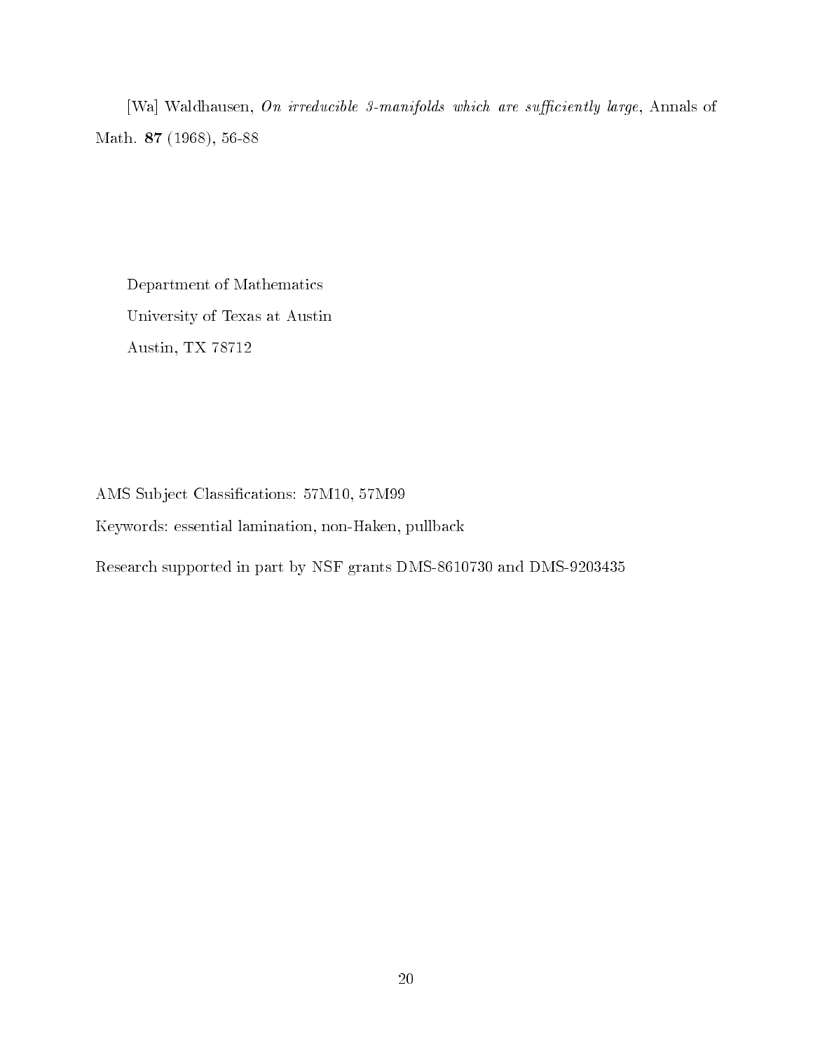[Wa] Waldhausen, *On irreducible 3-manifolds which are sufficiently large*, Annals of Math. **87** (1968), 56-88

Department of Mathematics
University of Texas at Austin
Austin, TX 78712

AMS Subject Classifications: 57M10, 57M99

Keywords: essential lamination, non-Haken, pullback

Research supported in part by NSF grants DMS-8610730 and DMS-9203435